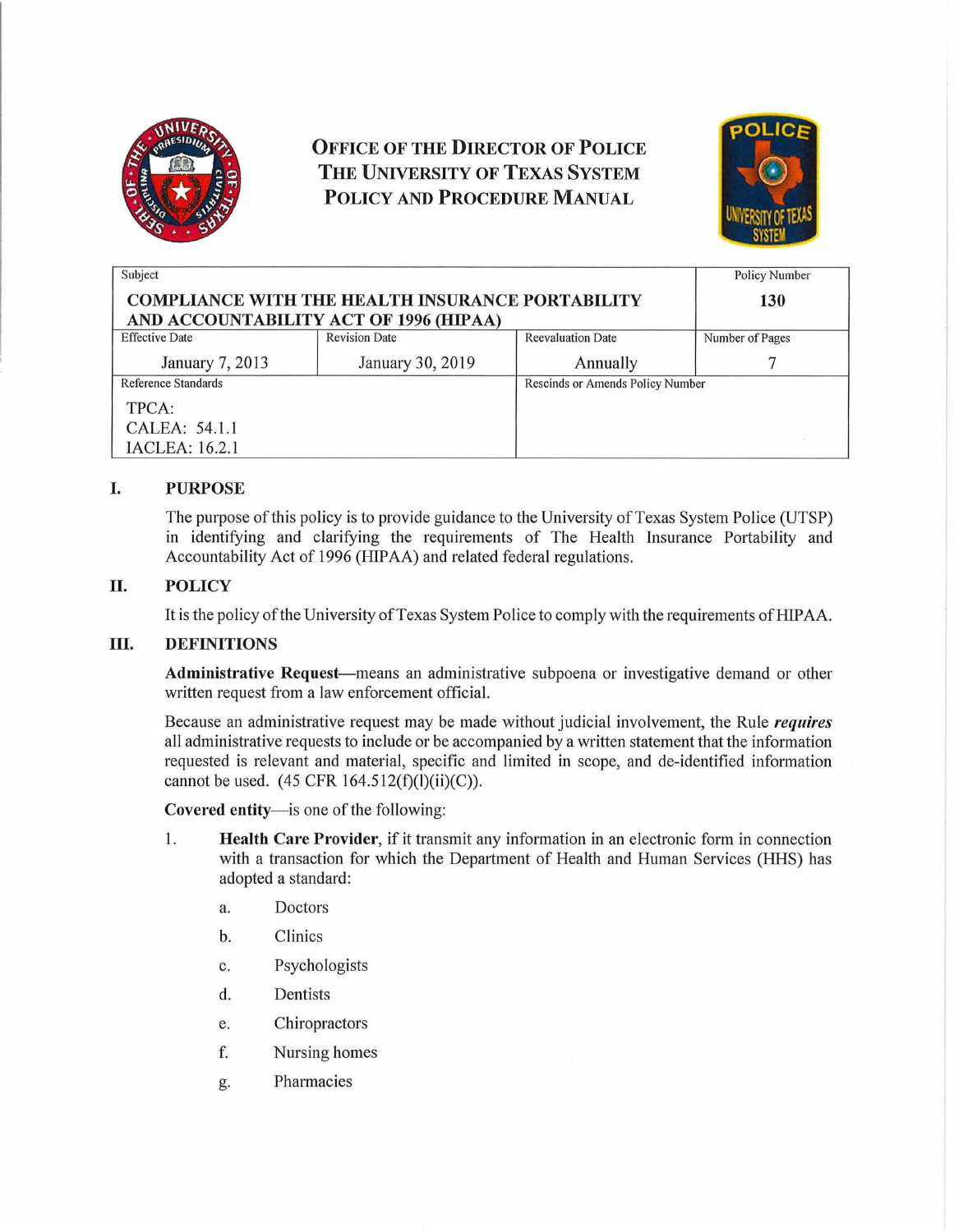# Office of the Director of Police
# The University of Texas System
# Policy and Procedure Manual

| Subject | | | Policy Number |
|---|---|---|---|
| **COMPLIANCE WITH THE HEALTH INSURANCE PORTABILITY AND ACCOUNTABILITY ACT OF 1996 (HIPAA)** | | | **130** |
| Effective Date | Revision Date | Reevaluation Date | Number of Pages |
| January 7, 2013 | January 30, 2019 | Annually | 7 |
| Reference Standards | | Rescinds or Amends Policy Number | |
| TPCA:<br>CALEA: 54.1.1<br>IACLEA: 16.2.1 | | | |

## I. PURPOSE

The purpose of this policy is to provide guidance to the University of Texas System Police (UTSP) in identifying and clarifying the requirements of The Health Insurance Portability and Accountability Act of 1996 (HIPAA) and related federal regulations.

## II. POLICY

It is the policy of the University of Texas System Police to comply with the requirements of HIPAA.

## III. DEFINITIONS

**Administrative Request**—means an administrative subpoena or investigative demand or other written request from a law enforcement official.

Because an administrative request may be made without judicial involvement, the Rule ***requires*** all administrative requests to include or be accompanied by a written statement that the information requested is relevant and material, specific and limited in scope, and de-identified information cannot be used. (45 CFR 164.512(f)(l)(ii)(C)).

**Covered entity**—is one of the following:

1. **Health Care Provider**, if it transmit any information in an electronic form in connection with a transaction for which the Department of Health and Human Services (HHS) has adopted a standard:
   a. Doctors
   b. Clinics
   c. Psychologists
   d. Dentists
   e. Chiropractors
   f. Nursing homes
   g. Pharmacies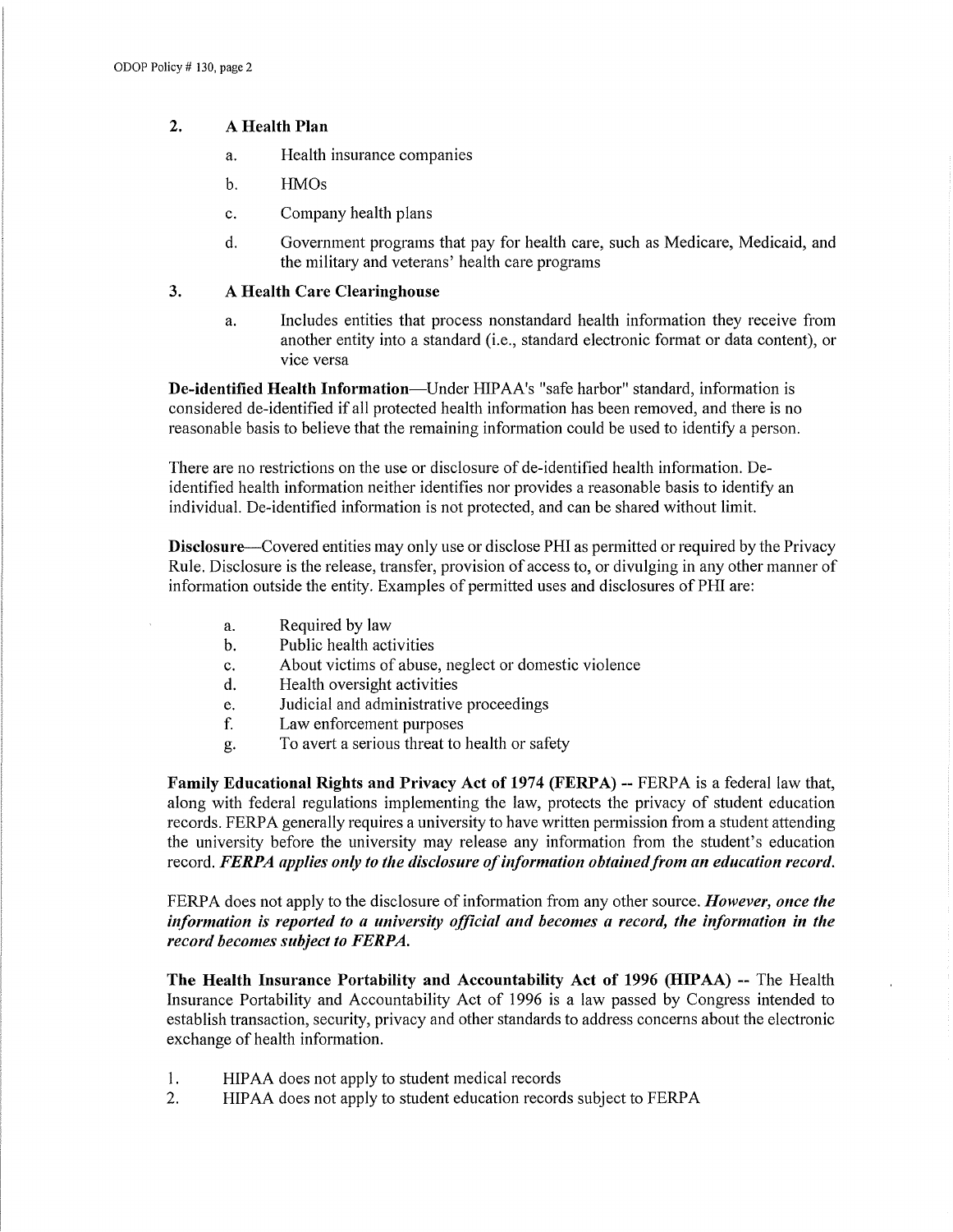2. **A Health Plan**
   a. Health insurance companies
   b. HMOs
   c. Company health plans
   d. Government programs that pay for health care, such as Medicare, Medicaid, and the military and veterans' health care programs

3. **A Health Care Clearinghouse**
   a. Includes entities that process nonstandard health information they receive from another entity into a standard (i.e., standard electronic format or data content), or vice versa

**De-identified Health Information**—Under HIPAA's "safe harbor" standard, information is considered de-identified if all protected health information has been removed, and there is no reasonable basis to believe that the remaining information could be used to identify a person.

There are no restrictions on the use or disclosure of de-identified health information. De-identified health information neither identifies nor provides a reasonable basis to identify an individual. De-identified information is not protected, and can be shared without limit.

**Disclosure**—Covered entities may only use or disclose PHI as permitted or required by the Privacy Rule. Disclosure is the release, transfer, provision of access to, or divulging in any other manner of information outside the entity. Examples of permitted uses and disclosures of PHI are:

a. Required by law
b. Public health activities
c. About victims of abuse, neglect or domestic violence
d. Health oversight activities
e. Judicial and administrative proceedings
f. Law enforcement purposes
g. To avert a serious threat to health or safety

**Family Educational Rights and Privacy Act of 1974 (FERPA)** -- FERPA is a federal law that, along with federal regulations implementing the law, protects the privacy of student education records. FERPA generally requires a university to have written permission from a student attending the university before the university may release any information from the student's education record. ***FERPA applies only to the disclosure of information obtained from an education record.***

FERPA does not apply to the disclosure of information from any other source. ***However, once the information is reported to a university official and becomes a record, the information in the record becomes subject to FERPA.***

**The Health Insurance Portability and Accountability Act of 1996 (HIPAA)** -- The Health Insurance Portability and Accountability Act of 1996 is a law passed by Congress intended to establish transaction, security, privacy and other standards to address concerns about the electronic exchange of health information.

1. HIPAA does not apply to student medical records
2. HIPAA does not apply to student education records subject to FERPA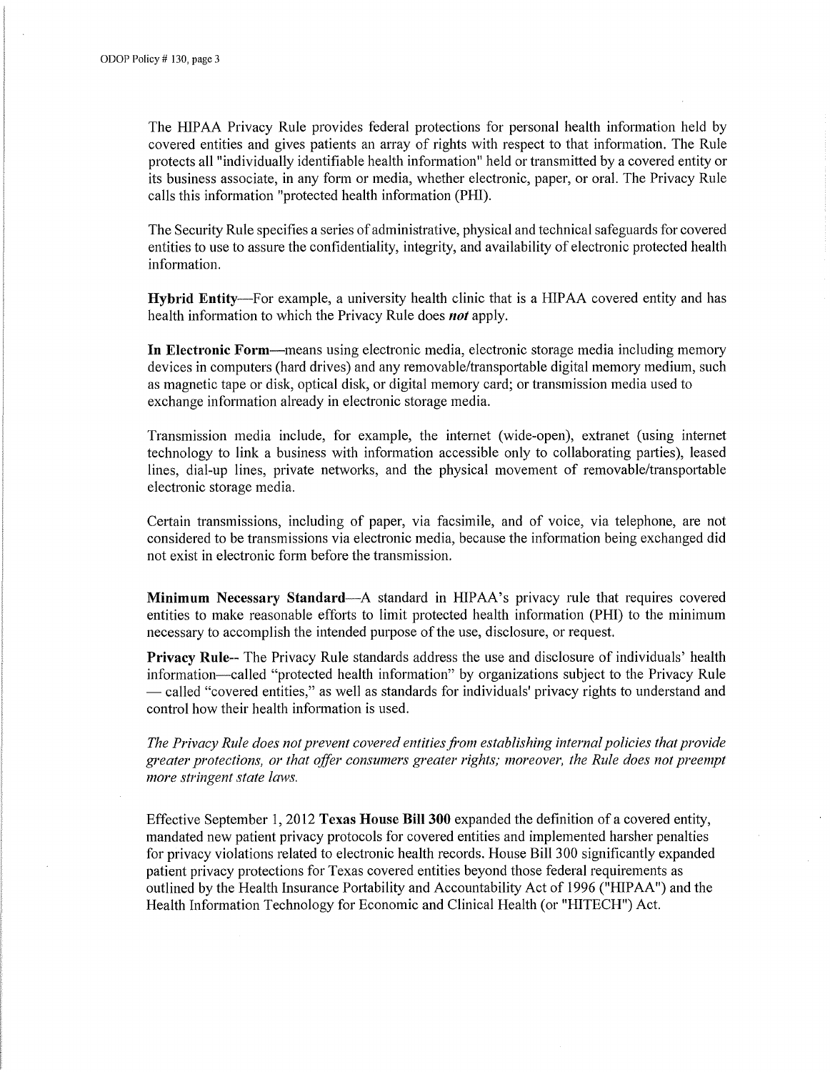The HIPAA Privacy Rule provides federal protections for personal health information held by covered entities and gives patients an array of rights with respect to that information. The Rule protects all "individually identifiable health information" held or transmitted by a covered entity or its business associate, in any form or media, whether electronic, paper, or oral. The Privacy Rule calls this information "protected health information (PHI).

The Security Rule specifies a series of administrative, physical and technical safeguards for covered entities to use to assure the confidentiality, integrity, and availability of electronic protected health information.

**Hybrid Entity**—For example, a university health clinic that is a HIPAA covered entity and has health information to which the Privacy Rule does ***not*** apply.

**In Electronic Form**—means using electronic media, electronic storage media including memory devices in computers (hard drives) and any removable/transportable digital memory medium, such as magnetic tape or disk, optical disk, or digital memory card; or transmission media used to exchange information already in electronic storage media.

Transmission media include, for example, the internet (wide-open), extranet (using internet technology to link a business with information accessible only to collaborating parties), leased lines, dial-up lines, private networks, and the physical movement of removable/transportable electronic storage media.

Certain transmissions, including of paper, via facsimile, and of voice, via telephone, are not considered to be transmissions via electronic media, because the information being exchanged did not exist in electronic form before the transmission.

**Minimum Necessary Standard**—A standard in HIPAA's privacy rule that requires covered entities to make reasonable efforts to limit protected health information (PHI) to the minimum necessary to accomplish the intended purpose of the use, disclosure, or request.

**Privacy Rule**-- The Privacy Rule standards address the use and disclosure of individuals' health information—called "protected health information" by organizations subject to the Privacy Rule — called "covered entities," as well as standards for individuals' privacy rights to understand and control how their health information is used.

*The Privacy Rule does not prevent covered entities from establishing internal policies that provide greater protections, or that offer consumers greater rights; moreover, the Rule does not preempt more stringent state laws.*

Effective September 1, 2012 **Texas House Bill 300** expanded the definition of a covered entity, mandated new patient privacy protocols for covered entities and implemented harsher penalties for privacy violations related to electronic health records. House Bill 300 significantly expanded patient privacy protections for Texas covered entities beyond those federal requirements as outlined by the Health Insurance Portability and Accountability Act of 1996 ("HIPAA") and the Health Information Technology for Economic and Clinical Health (or "HITECH") Act.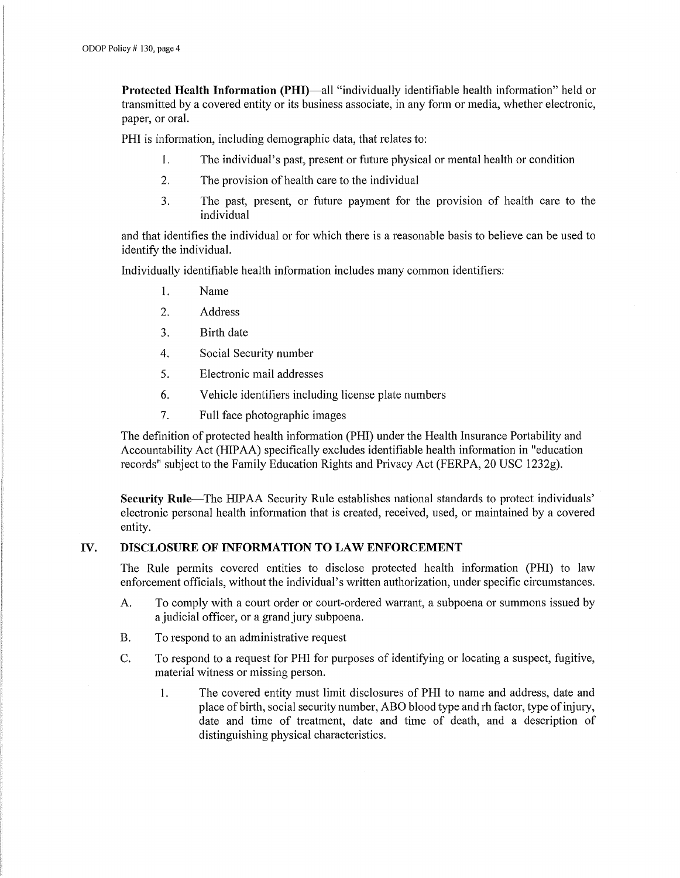**Protected Health Information (PHI)**—all "individually identifiable health information" held or transmitted by a covered entity or its business associate, in any form or media, whether electronic, paper, or oral.

PHI is information, including demographic data, that relates to:

1. The individual's past, present or future physical or mental health or condition
2. The provision of health care to the individual
3. The past, present, or future payment for the provision of health care to the individual

and that identifies the individual or for which there is a reasonable basis to believe can be used to identify the individual.

Individually identifiable health information includes many common identifiers:

1. Name
2. Address
3. Birth date
4. Social Security number
5. Electronic mail addresses
6. Vehicle identifiers including license plate numbers
7. Full face photographic images

The definition of protected health information (PHI) under the Health Insurance Portability and Accountability Act (HIPAA) specifically excludes identifiable health information in "education records" subject to the Family Education Rights and Privacy Act (FERPA, 20 USC 1232g).

**Security Rule**—The HIPAA Security Rule establishes national standards to protect individuals' electronic personal health information that is created, received, used, or maintained by a covered entity.

## IV. DISCLOSURE OF INFORMATION TO LAW ENFORCEMENT

The Rule permits covered entities to disclose protected health information (PHI) to law enforcement officials, without the individual's written authorization, under specific circumstances.

A. To comply with a court order or court-ordered warrant, a subpoena or summons issued by a judicial officer, or a grand jury subpoena.

B. To respond to an administrative request

C. To respond to a request for PHI for purposes of identifying or locating a suspect, fugitive, material witness or missing person.

   1. The covered entity must limit disclosures of PHI to name and address, date and place of birth, social security number, ABO blood type and rh factor, type of injury, date and time of treatment, date and time of death, and a description of distinguishing physical characteristics.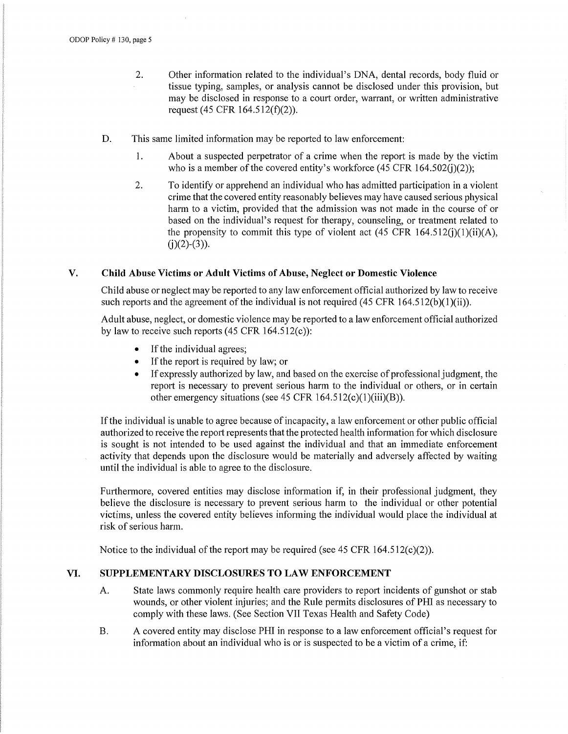2. Other information related to the individual's DNA, dental records, body fluid or tissue typing, samples, or analysis cannot be disclosed under this provision, but may be disclosed in response to a court order, warrant, or written administrative request (45 CFR 164.512(f)(2)).

D. This same limited information may be reported to law enforcement:

1. About a suspected perpetrator of a crime when the report is made by the victim who is a member of the covered entity's workforce (45 CFR 164.502(j)(2));

2. To identify or apprehend an individual who has admitted participation in a violent crime that the covered entity reasonably believes may have caused serious physical harm to a victim, provided that the admission was not made in the course of or based on the individual's request for therapy, counseling, or treatment related to the propensity to commit this type of violent act (45 CFR 164.512(j)(1)(ii)(A), (j)(2)-(3)).

## V. Child Abuse Victims or Adult Victims of Abuse, Neglect or Domestic Violence

Child abuse or neglect may be reported to any law enforcement official authorized by law to receive such reports and the agreement of the individual is not required (45 CFR 164.512(b)(1)(ii)).

Adult abuse, neglect, or domestic violence may be reported to a law enforcement official authorized by law to receive such reports (45 CFR 164.512(c)):

- If the individual agrees;
- If the report is required by law; or
- If expressly authorized by law, and based on the exercise of professional judgment, the report is necessary to prevent serious harm to the individual or others, or in certain other emergency situations (see 45 CFR 164.512(c)(1)(iii)(B)).

If the individual is unable to agree because of incapacity, a law enforcement or other public official authorized to receive the report represents that the protected health information for which disclosure is sought is not intended to be used against the individual and that an immediate enforcement activity that depends upon the disclosure would be materially and adversely affected by waiting until the individual is able to agree to the disclosure.

Furthermore, covered entities may disclose information if, in their professional judgment, they believe the disclosure is necessary to prevent serious harm to the individual or other potential victims, unless the covered entity believes informing the individual would place the individual at risk of serious harm.

Notice to the individual of the report may be required (see 45 CFR 164.512(c)(2)).

## VI. SUPPLEMENTARY DISCLOSURES TO LAW ENFORCEMENT

A. State laws commonly require health care providers to report incidents of gunshot or stab wounds, or other violent injuries; and the Rule permits disclosures of PHI as necessary to comply with these laws. (See Section VII Texas Health and Safety Code)

B. A covered entity may disclose PHI in response to a law enforcement official's request for information about an individual who is or is suspected to be a victim of a crime, if: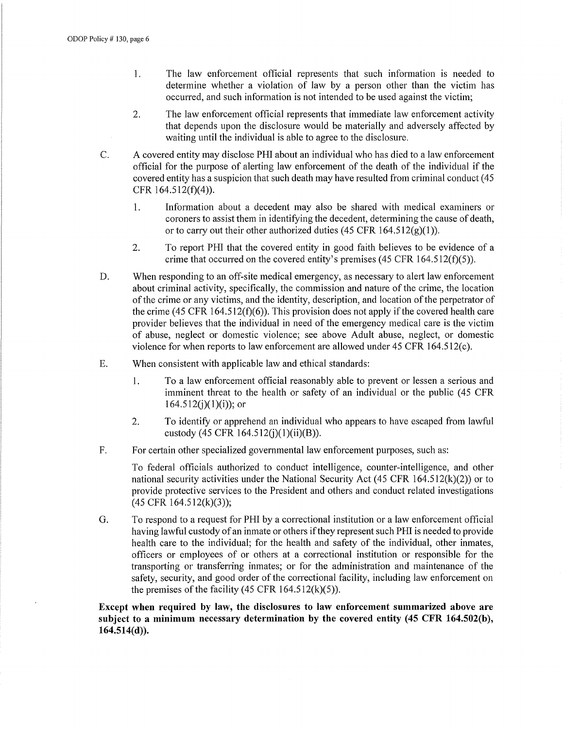1. The law enforcement official represents that such information is needed to determine whether a violation of law by a person other than the victim has occurred, and such information is not intended to be used against the victim;

2. The law enforcement official represents that immediate law enforcement activity that depends upon the disclosure would be materially and adversely affected by waiting until the individual is able to agree to the disclosure.

C. A covered entity may disclose PHI about an individual who has died to a law enforcement official for the purpose of alerting law enforcement of the death of the individual if the covered entity has a suspicion that such death may have resulted from criminal conduct (45 CFR 164.512(f)(4)).

   1. Information about a decedent may also be shared with medical examiners or coroners to assist them in identifying the decedent, determining the cause of death, or to carry out their other authorized duties (45 CFR 164.512(g)(1)).

   2. To report PHI that the covered entity in good faith believes to be evidence of a crime that occurred on the covered entity's premises (45 CFR 164.512(f)(5)).

D. When responding to an off-site medical emergency, as necessary to alert law enforcement about criminal activity, specifically, the commission and nature of the crime, the location of the crime or any victims, and the identity, description, and location of the perpetrator of the crime (45 CFR 164.512(f)(6)). This provision does not apply if the covered health care provider believes that the individual in need of the emergency medical care is the victim of abuse, neglect or domestic violence; see above Adult abuse, neglect, or domestic violence for when reports to law enforcement are allowed under 45 CFR 164.512(c).

E. When consistent with applicable law and ethical standards:

   1. To a law enforcement official reasonably able to prevent or lessen a serious and imminent threat to the health or safety of an individual or the public (45 CFR 164.512(j)(1)(i)); or

   2. To identify or apprehend an individual who appears to have escaped from lawful custody (45 CFR 164.512(j)(1)(ii)(B)).

F. For certain other specialized governmental law enforcement purposes, such as:

   To federal officials authorized to conduct intelligence, counter-intelligence, and other national security activities under the National Security Act (45 CFR 164.512(k)(2)) or to provide protective services to the President and others and conduct related investigations (45 CFR 164.512(k)(3));

G. To respond to a request for PHI by a correctional institution or a law enforcement official having lawful custody of an inmate or others if they represent such PHI is needed to provide health care to the individual; for the health and safety of the individual, other inmates, officers or employees of or others at a correctional institution or responsible for the transporting or transferring inmates; or for the administration and maintenance of the safety, security, and good order of the correctional facility, including law enforcement on the premises of the facility (45 CFR 164.512(k)(5)).

**Except when required by law, the disclosures to law enforcement summarized above are subject to a minimum necessary determination by the covered entity (45 CFR 164.502(b), 164.514(d)).**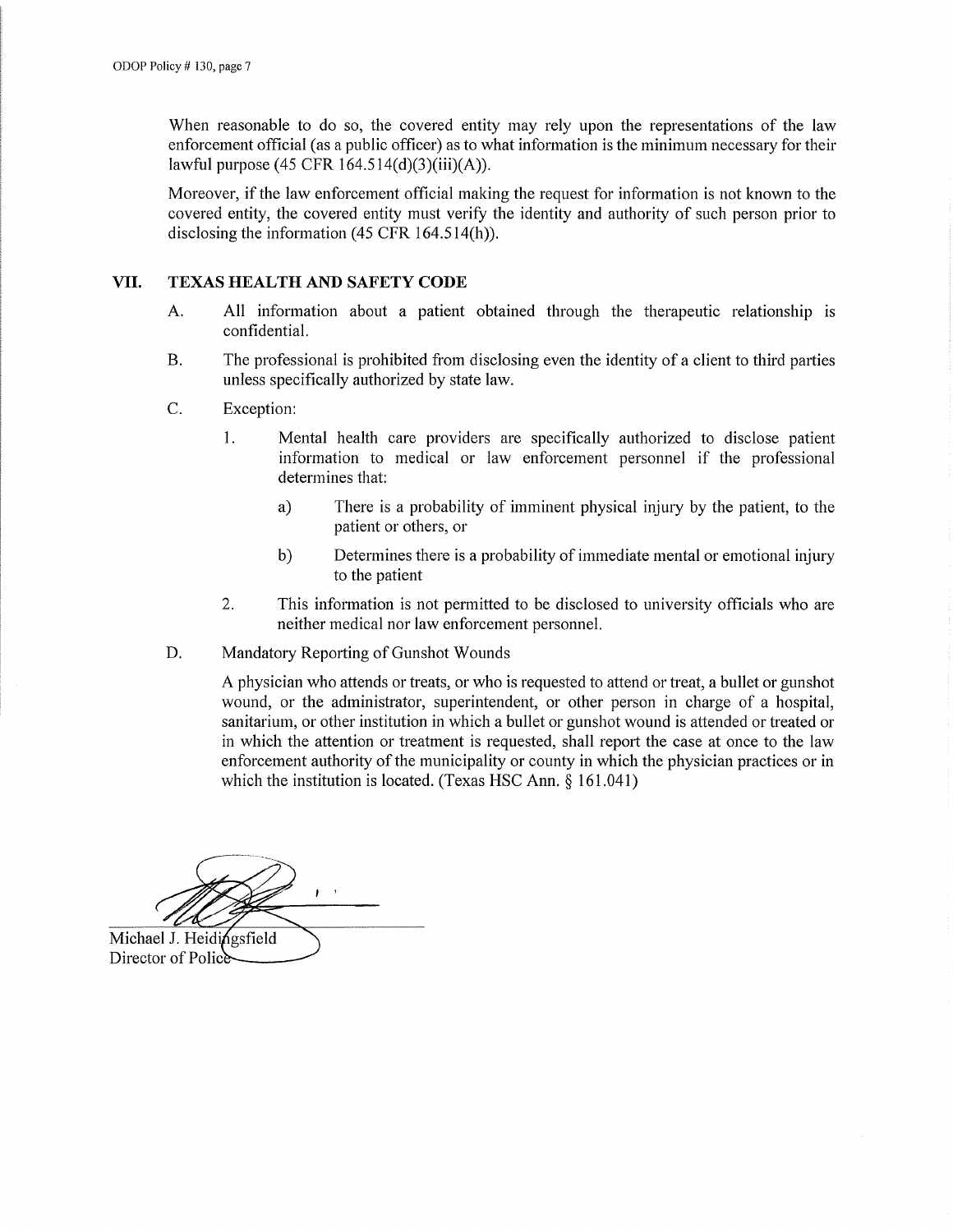When reasonable to do so, the covered entity may rely upon the representations of the law enforcement official (as a public officer) as to what information is the minimum necessary for their lawful purpose (45 CFR 164.514(d)(3)(iii)(A)).

Moreover, if the law enforcement official making the request for information is not known to the covered entity, the covered entity must verify the identity and authority of such person prior to disclosing the information (45 CFR 164.514(h)).

## VII. TEXAS HEALTH AND SAFETY CODE

A. All information about a patient obtained through the therapeutic relationship is confidential.

B. The professional is prohibited from disclosing even the identity of a client to third parties unless specifically authorized by state law.

C. Exception:

1. Mental health care providers are specifically authorized to disclose patient information to medical or law enforcement personnel if the professional determines that:

   a) There is a probability of imminent physical injury by the patient, to the patient or others, or

   b) Determines there is a probability of immediate mental or emotional injury to the patient

2. This information is not permitted to be disclosed to university officials who are neither medical nor law enforcement personnel.

D. Mandatory Reporting of Gunshot Wounds

A physician who attends or treats, or who is requested to attend or treat, a bullet or gunshot wound, or the administrator, superintendent, or other person in charge of a hospital, sanitarium, or other institution in which a bullet or gunshot wound is attended or treated or in which the attention or treatment is requested, shall report the case at once to the law enforcement authority of the municipality or county in which the physician practices or in which the institution is located. (Texas HSC Ann. § 161.041)

Michael J. Heidingsfield
Director of Police